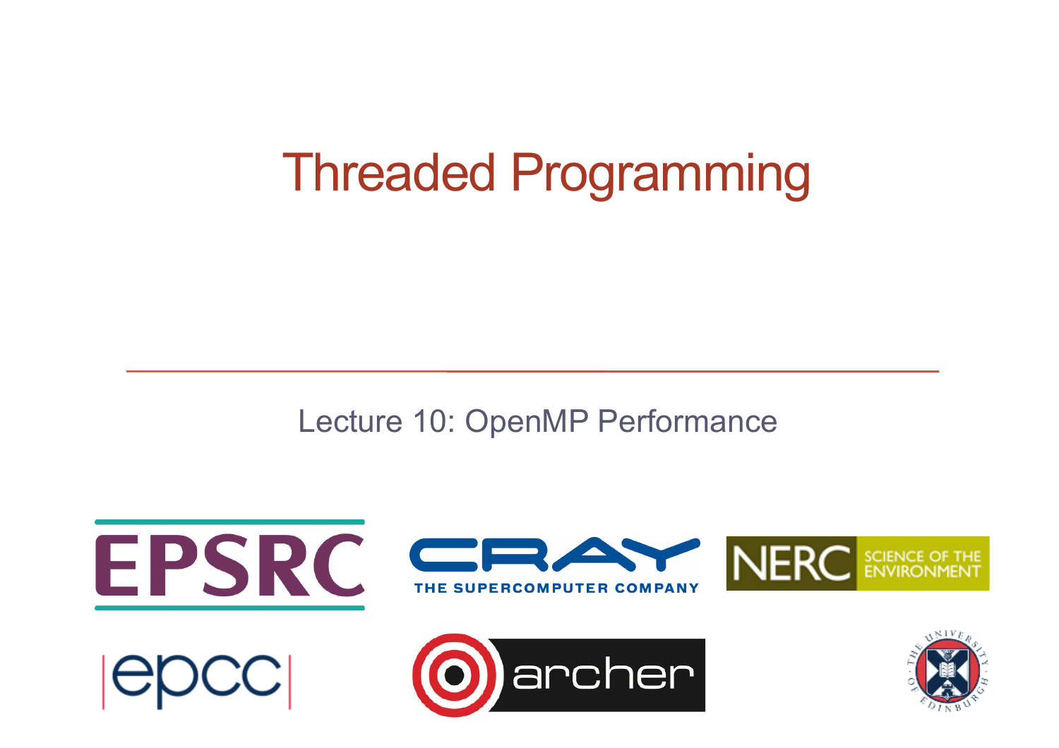# Threaded Programming

Lecture 10: OpenMP Performance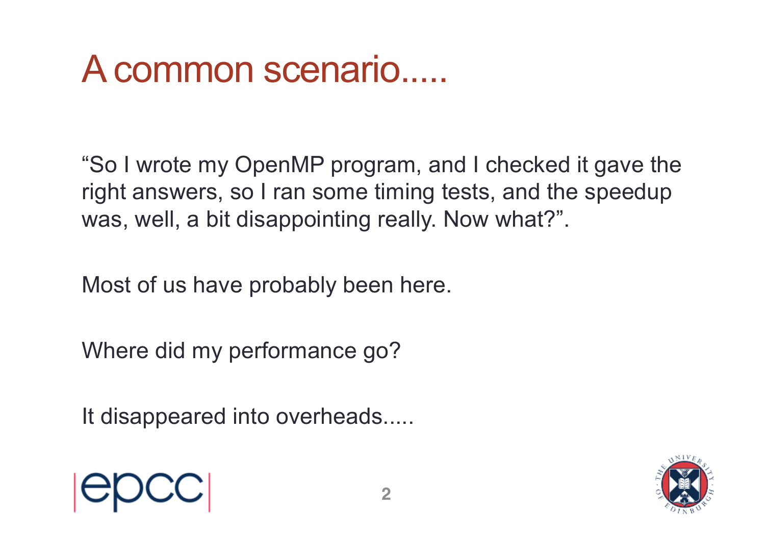# A common scenario.....

"So I wrote my OpenMP program, and I checked it gave the right answers, so I ran some timing tests, and the speedup was, well, a bit disappointing really. Now what?".

Most of us have probably been here.

Where did my performance go?

It disappeared into overheads.....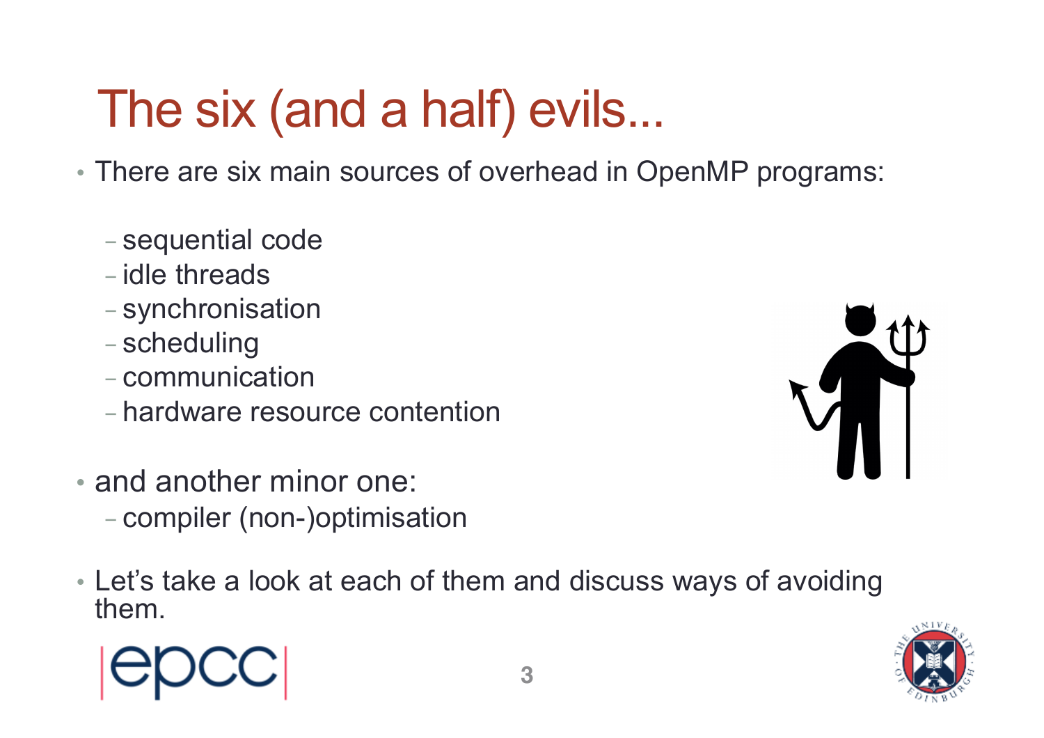# The six (and a half) evils...

- There are six main sources of overhead in OpenMP programs:
  - sequential code
  - idle threads
  - synchronisation
  - scheduling
  - communication
  - hardware resource contention
- and another minor one:
  - compiler (non-)optimisation
- Let's take a look at each of them and discuss ways of avoiding them.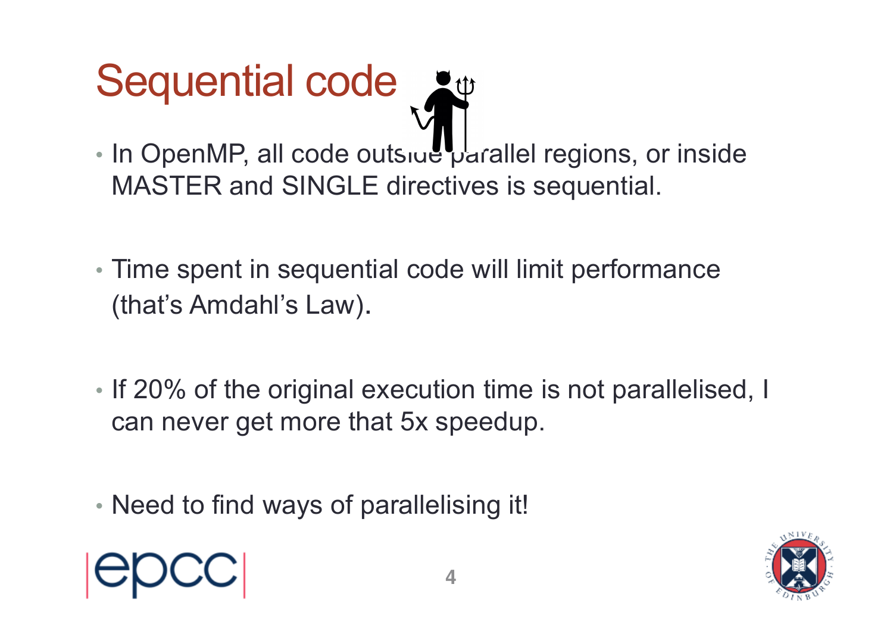# Sequential code

- In OpenMP, all code outside parallel regions, or inside MASTER and SINGLE directives is sequential.
- Time spent in sequential code will limit performance (that's Amdahl's Law).
- If 20% of the original execution time is not parallelised, I can never get more that 5x speedup.
- Need to find ways of parallelising it!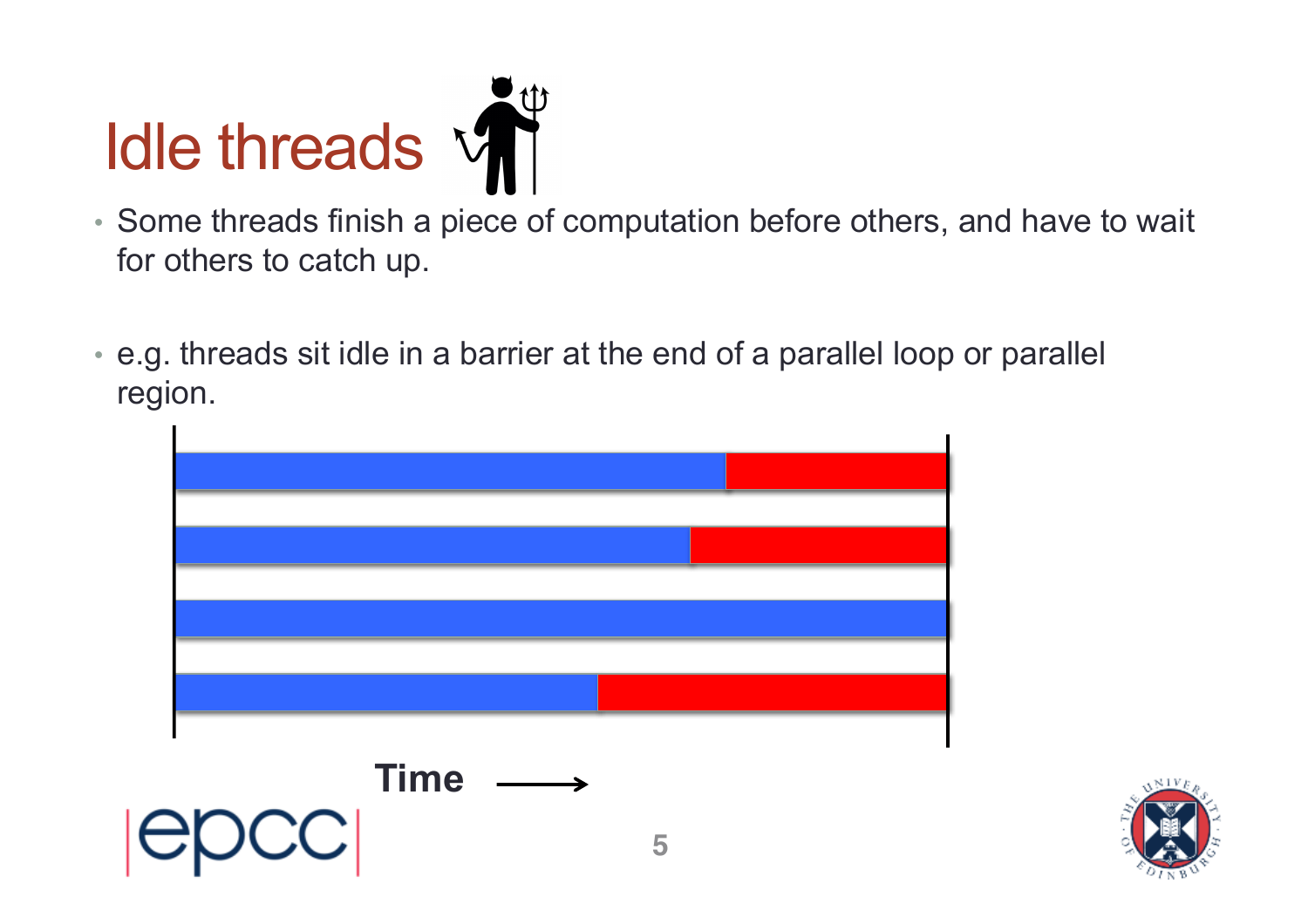# Idle threads

- Some threads finish a piece of computation before others, and have to wait for others to catch up.

- e.g. threads sit idle in a barrier at the end of a parallel loop or parallel region.

Time ⟶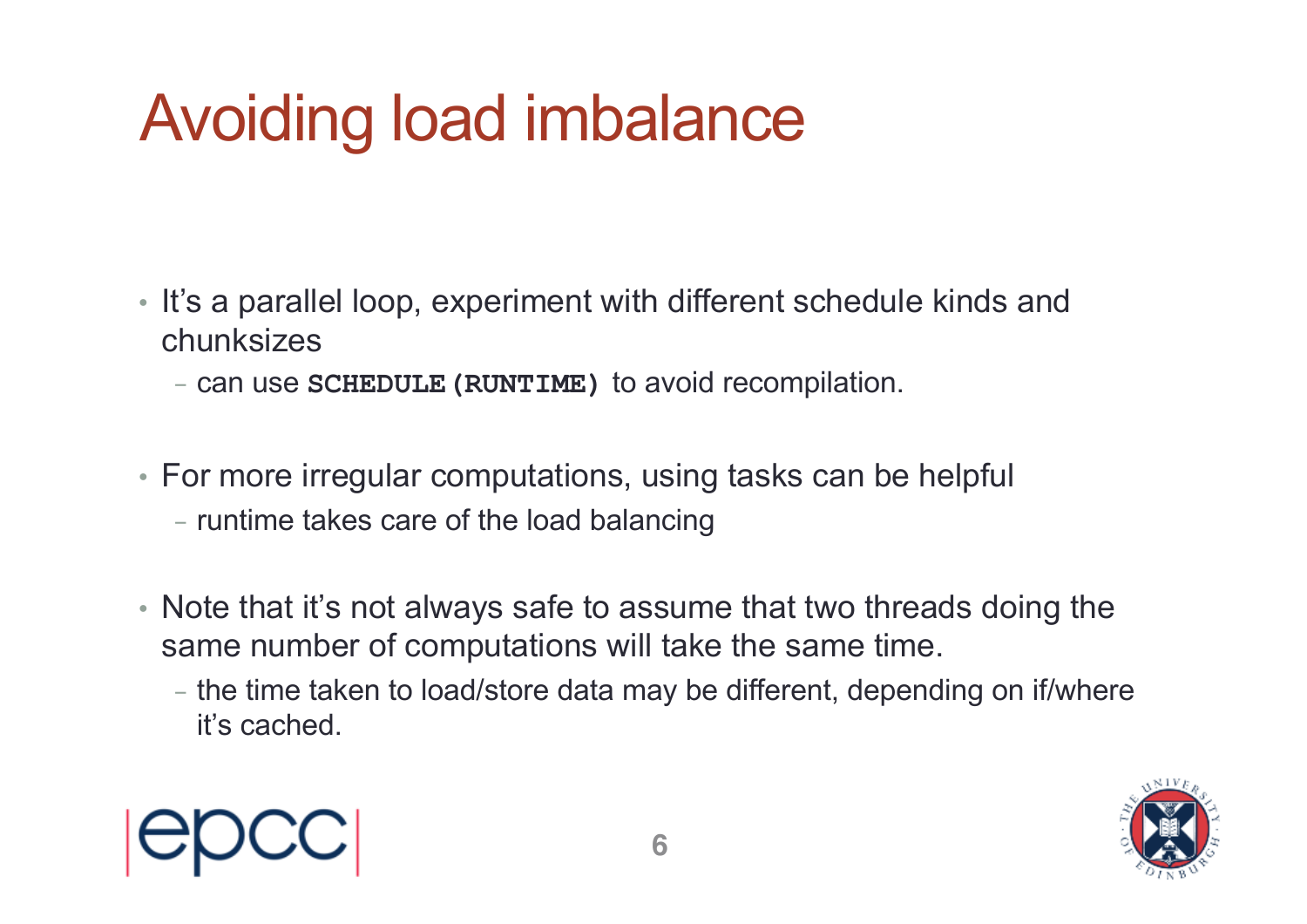# Avoiding load imbalance

- It's a parallel loop, experiment with different schedule kinds and chunksizes
  - can use **`SCHEDULE(RUNTIME)`** to avoid recompilation.

- For more irregular computations, using tasks can be helpful
  - runtime takes care of the load balancing

- Note that it's not always safe to assume that two threads doing the same number of computations will take the same time.
  - the time taken to load/store data may be different, depending on if/where it's cached.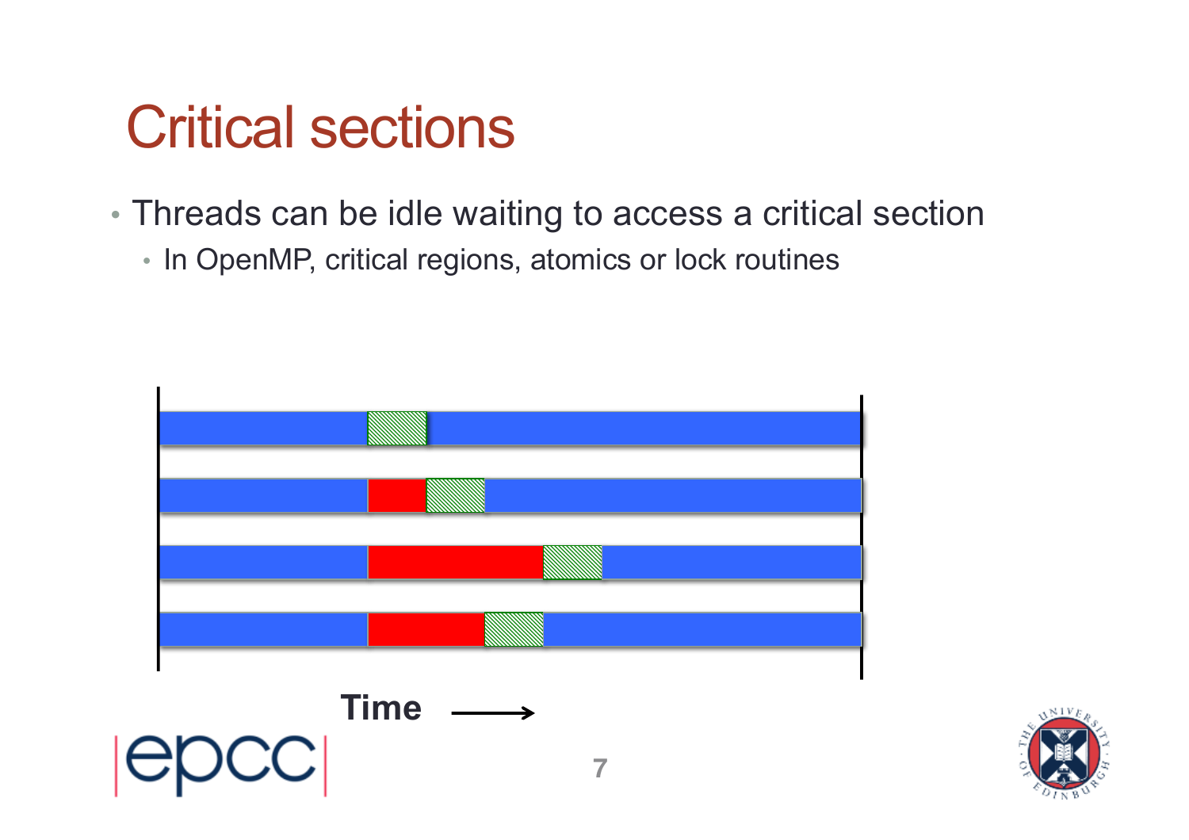# Critical sections

- Threads can be idle waiting to access a critical section
  - In OpenMP, critical regions, atomics or lock routines

Time ⟶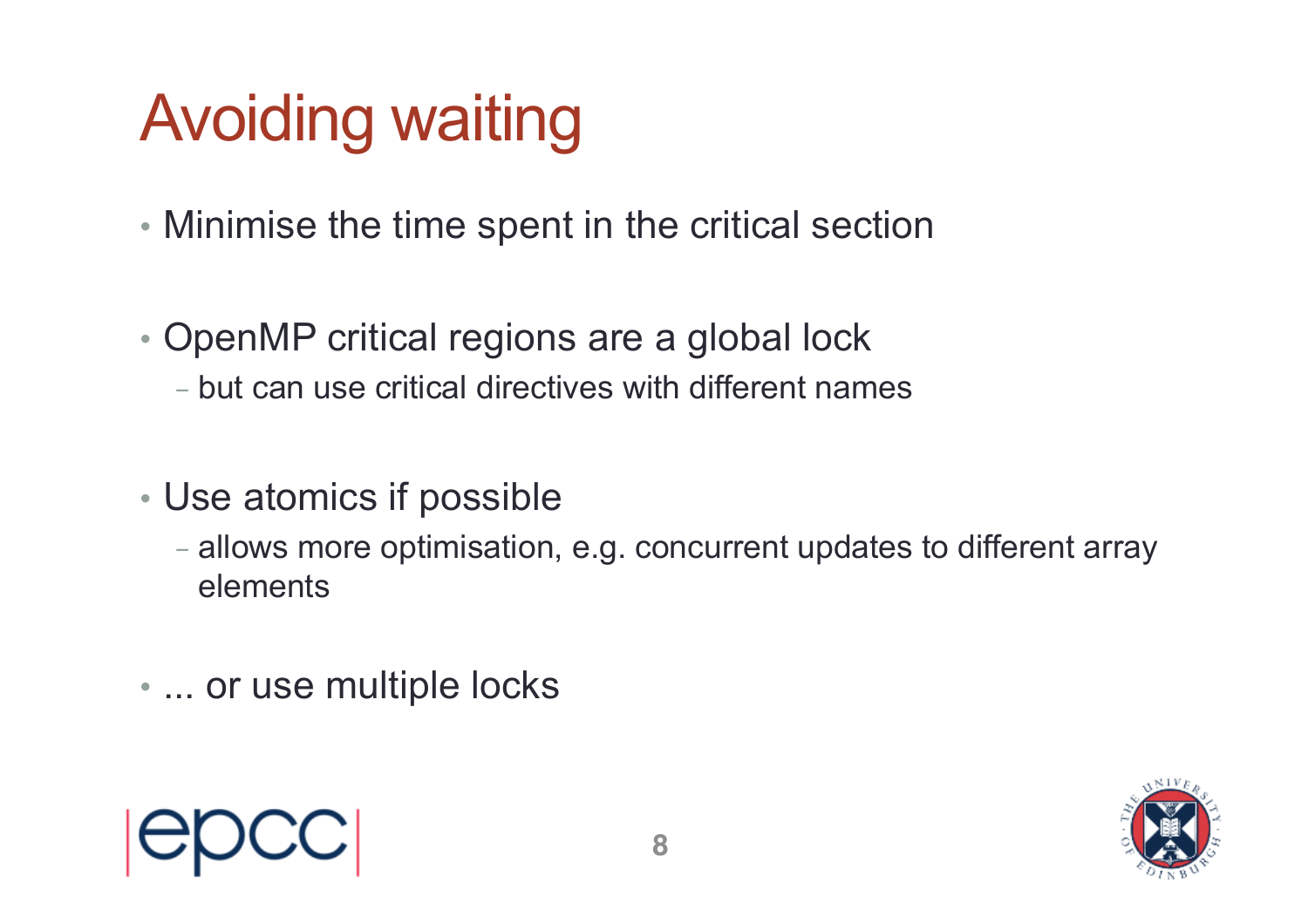# Avoiding waiting

- Minimise the time spent in the critical section
- OpenMP critical regions are a global lock
  - but can use critical directives with different names
- Use atomics if possible
  - allows more optimisation, e.g. concurrent updates to different array elements
- ... or use multiple locks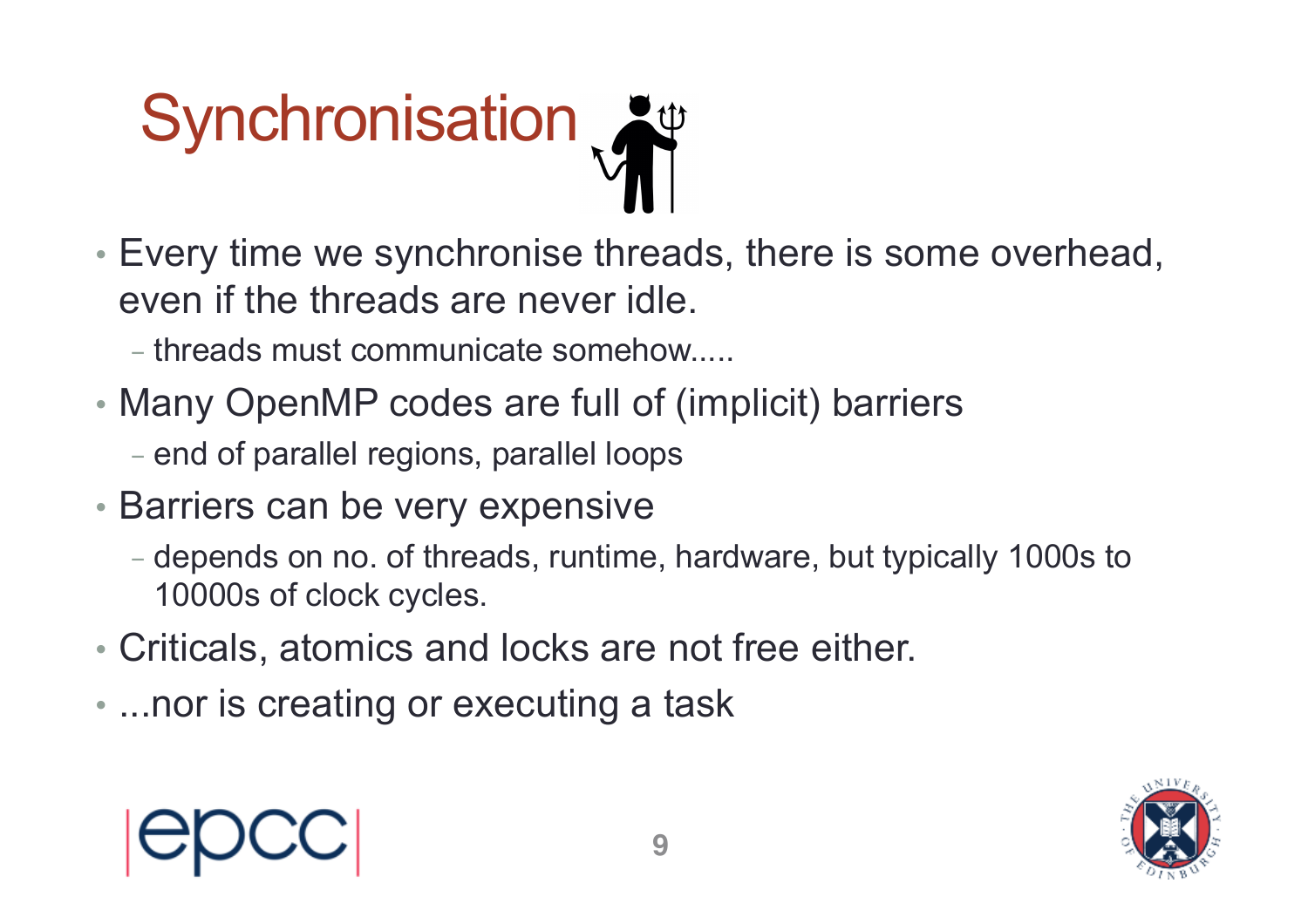# Synchronisation

- Every time we synchronise threads, there is some overhead, even if the threads are never idle.
  - threads must communicate somehow.....
- Many OpenMP codes are full of (implicit) barriers
  - end of parallel regions, parallel loops
- Barriers can be very expensive
  - depends on no. of threads, runtime, hardware, but typically 1000s to 10000s of clock cycles.
- Criticals, atomics and locks are not free either.
- ...nor is creating or executing a task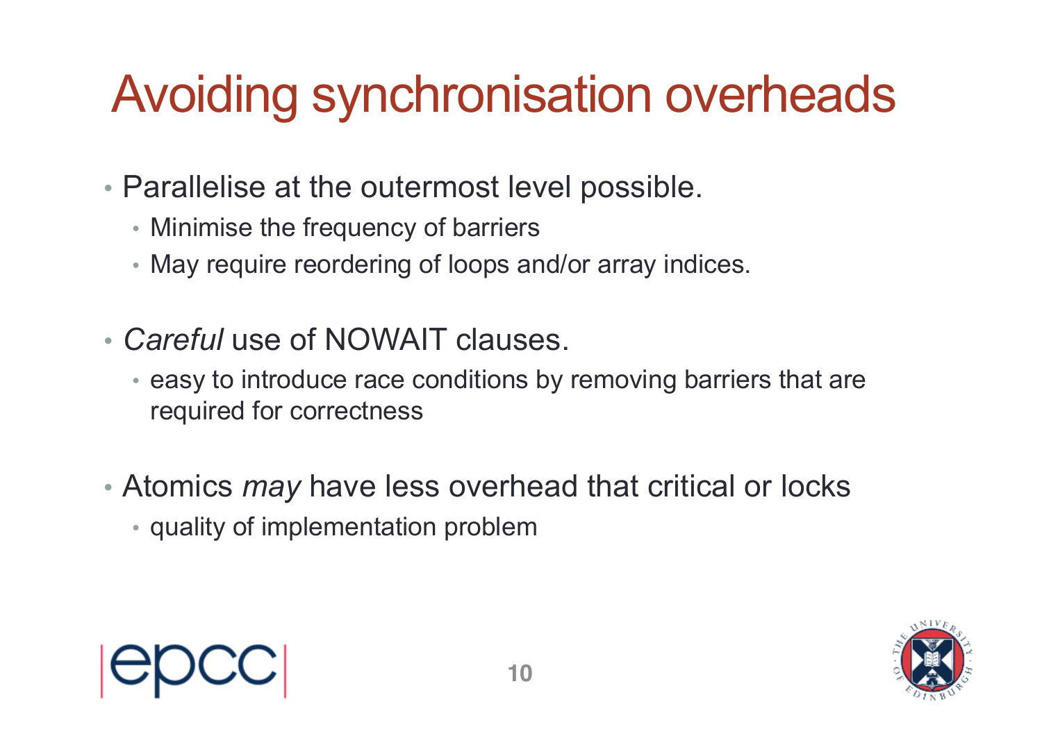# Avoiding synchronisation overheads

- Parallelise at the outermost level possible.
  - Minimise the frequency of barriers
  - May require reordering of loops and/or array indices.
- *Careful* use of NOWAIT clauses.
  - easy to introduce race conditions by removing barriers that are required for correctness
- Atomics *may* have less overhead that critical or locks
  - quality of implementation problem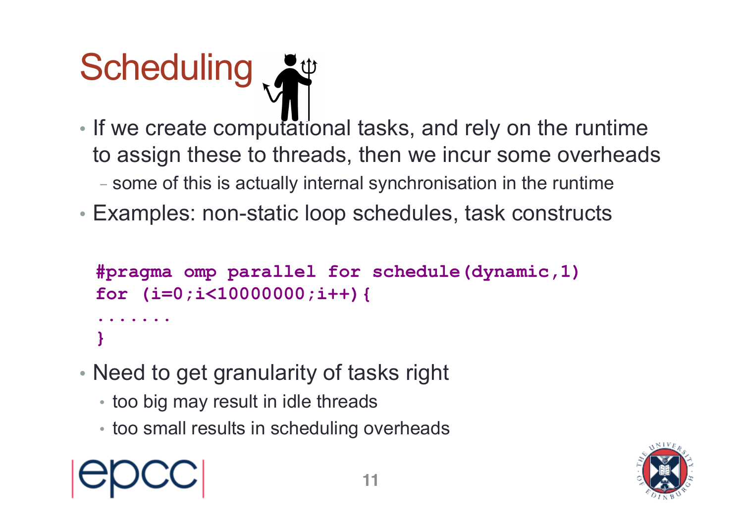# Scheduling

- If we create computational tasks, and rely on the runtime to assign these to threads, then we incur some overheads
  - some of this is actually internal synchronisation in the runtime
- Examples: non-static loop schedules, task constructs

```
#pragma omp parallel for schedule(dynamic,1)
for (i=0;i<10000000;i++){
.......
}
```

- Need to get granularity of tasks right
  - too big may result in idle threads
  - too small results in scheduling overheads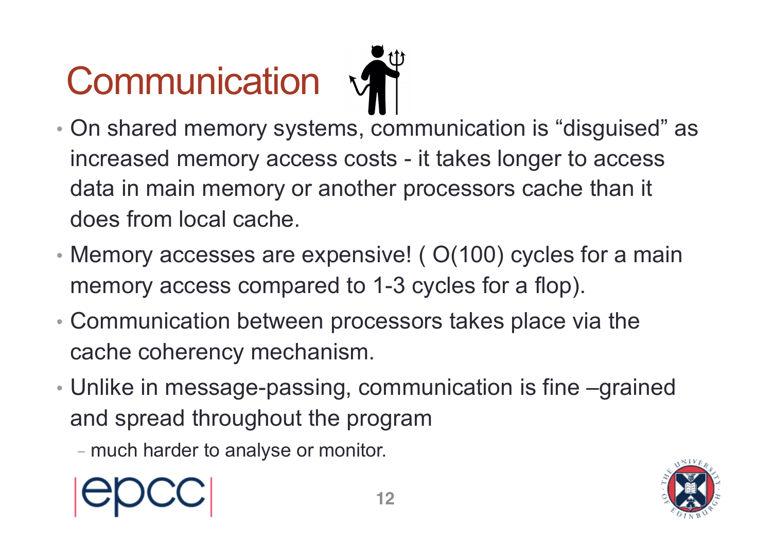# Communication

- On shared memory systems, communication is “disguised” as increased memory access costs - it takes longer to access data in main memory or another processors cache than it does from local cache.
- Memory accesses are expensive! ( O(100) cycles for a main memory access compared to 1-3 cycles for a flop).
- Communication between processors takes place via the cache coherency mechanism.
- Unlike in message-passing, communication is fine –grained and spread throughout the program
  - much harder to analyse or monitor.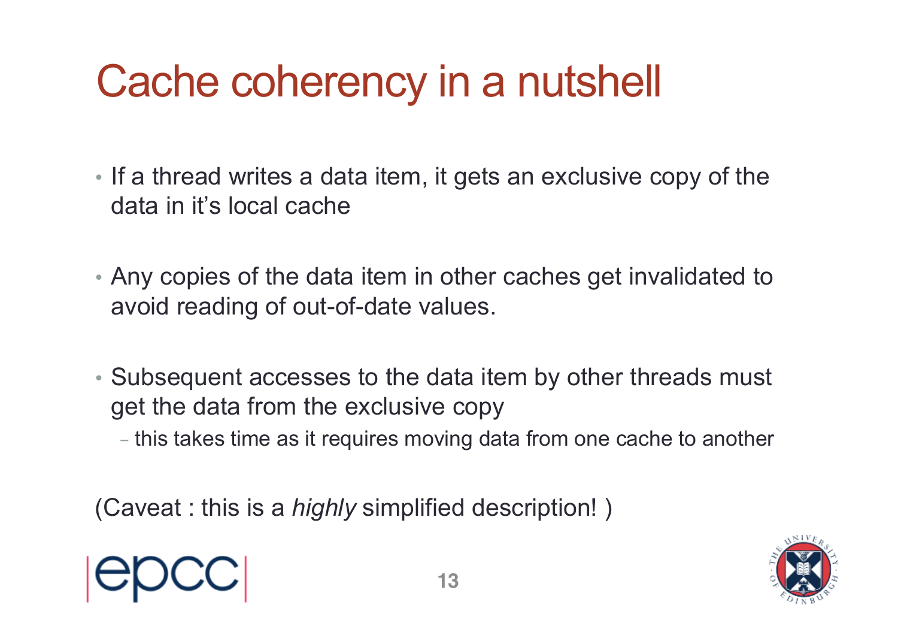# Cache coherency in a nutshell

- If a thread writes a data item, it gets an exclusive copy of the data in it's local cache
- Any copies of the data item in other caches get invalidated to avoid reading of out-of-date values.
- Subsequent accesses to the data item by other threads must get the data from the exclusive copy
  - this takes time as it requires moving data from one cache to another

(Caveat : this is a *highly* simplified description! )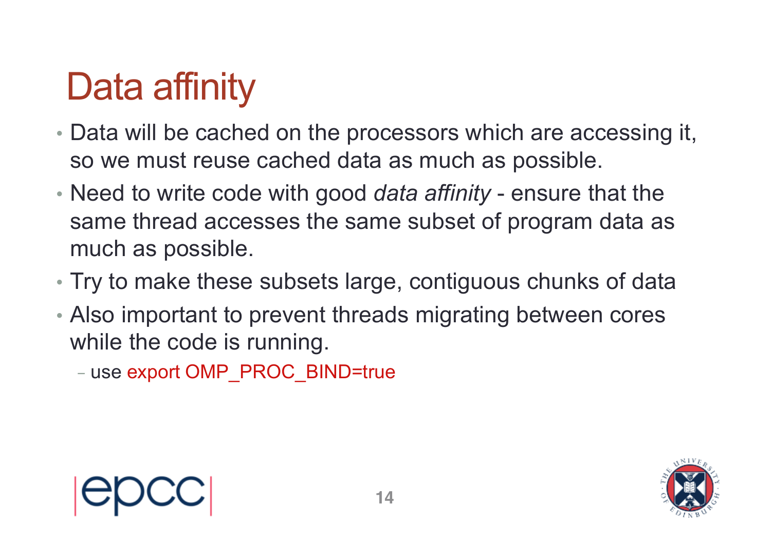# Data affinity

- Data will be cached on the processors which are accessing it, so we must reuse cached data as much as possible.
- Need to write code with good *data affinity* - ensure that the same thread accesses the same subset of program data as much as possible.
- Try to make these subsets large, contiguous chunks of data
- Also important to prevent threads migrating between cores while the code is running.
  - use export OMP_PROC_BIND=true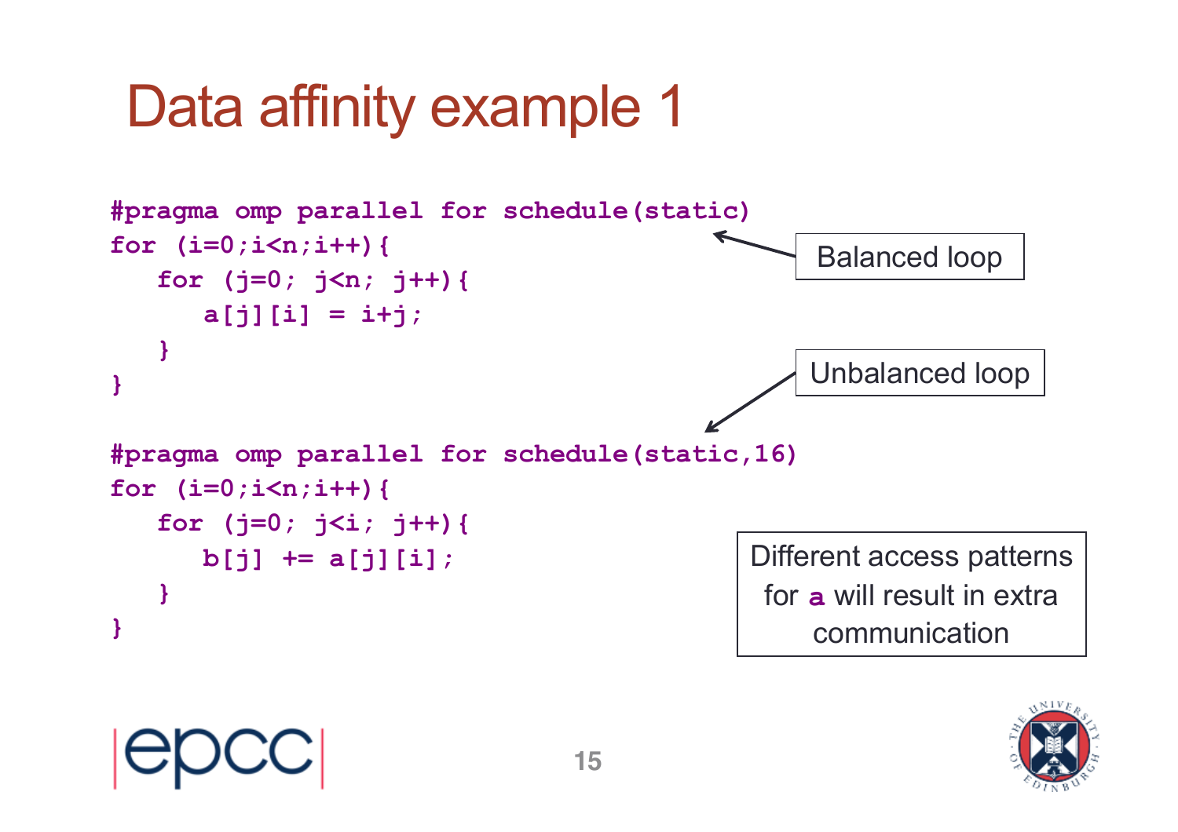# Data affinity example 1

```
#pragma omp parallel for schedule(static)
for (i=0;i<n;i++){
   for (j=0; j<n; j++){
      a[j][i] = i+j;
   }
}

#pragma omp parallel for schedule(static,16)
for (i=0;i<n;i++){
   for (j=0; j<i; j++){
      b[j] += a[j][i];
   }
}
```

Balanced loop

Unbalanced loop

Different access patterns for **a** will result in extra communication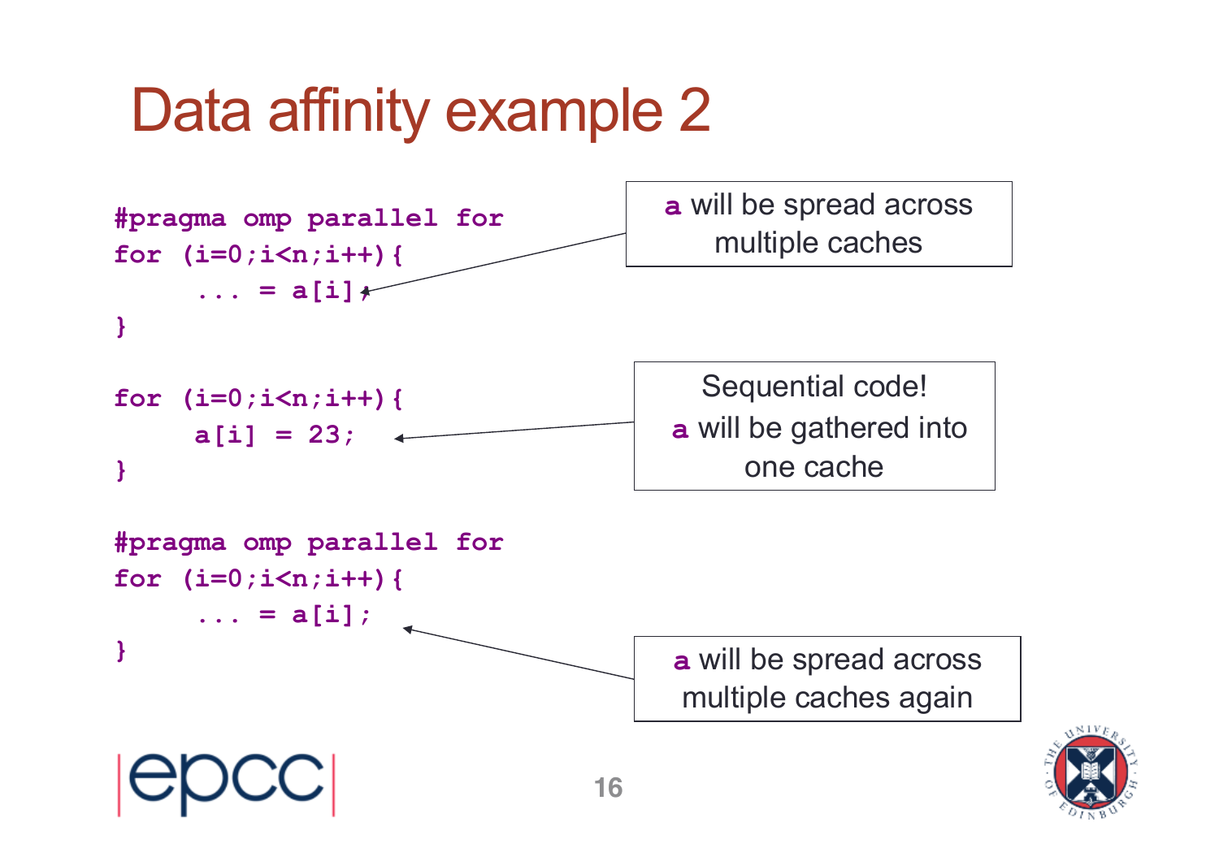# Data affinity example 2

```
#pragma omp parallel for
for (i=0;i<n;i++){
     ... = a[i];
}
```

**a** will be spread across multiple caches

```
for (i=0;i<n;i++){
     a[i] = 23;
}
```

Sequential code!
**a** will be gathered into one cache

```
#pragma omp parallel for
for (i=0;i<n;i++){
     ... = a[i];
}
```

**a** will be spread across multiple caches again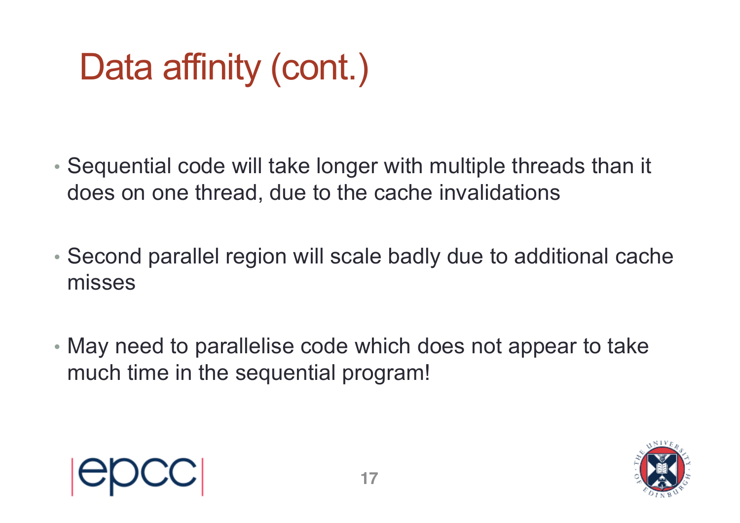# Data affinity (cont.)

- Sequential code will take longer with multiple threads than it does on one thread, due to the cache invalidations
- Second parallel region will scale badly due to additional cache misses
- May need to parallelise code which does not appear to take much time in the sequential program!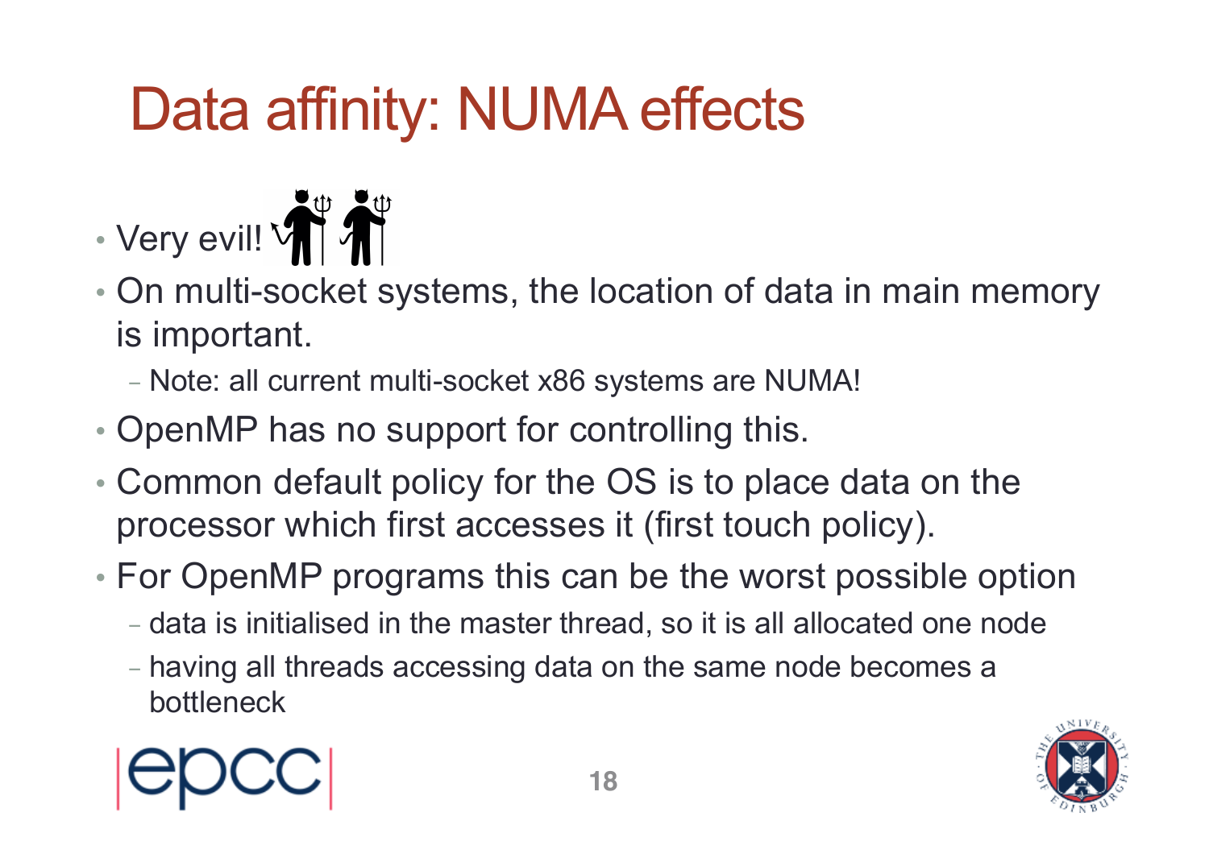# Data affinity: NUMA effects

- Very evil!
- On multi-socket systems, the location of data in main memory is important.
  - Note: all current multi-socket x86 systems are NUMA!
- OpenMP has no support for controlling this.
- Common default policy for the OS is to place data on the processor which first accesses it (first touch policy).
- For OpenMP programs this can be the worst possible option
  - data is initialised in the master thread, so it is all allocated one node
  - having all threads accessing data on the same node becomes a bottleneck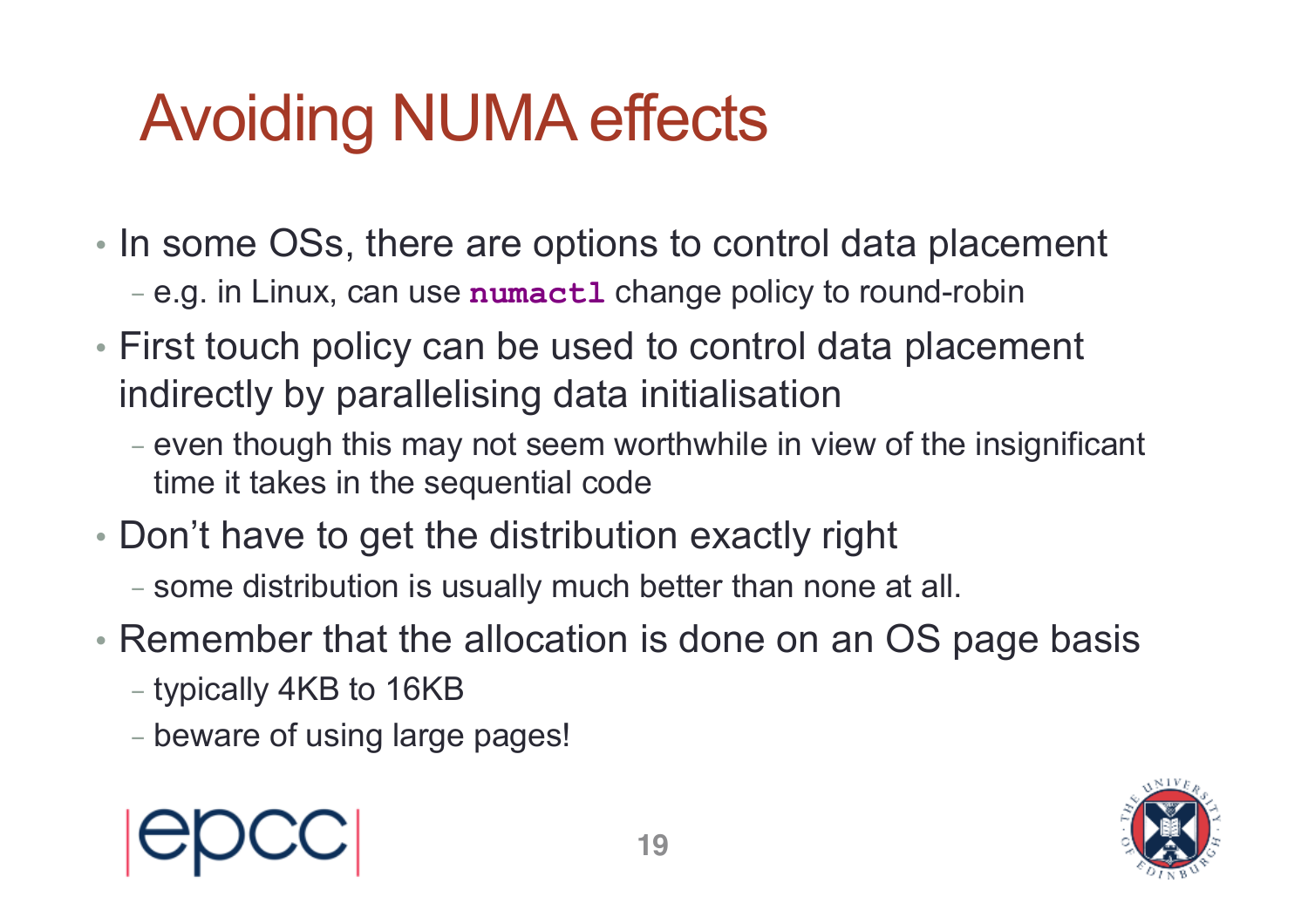# Avoiding NUMA effects

- In some OSs, there are options to control data placement
  - e.g. in Linux, can use `numactl` change policy to round-robin
- First touch policy can be used to control data placement indirectly by parallelising data initialisation
  - even though this may not seem worthwhile in view of the insignificant time it takes in the sequential code
- Don't have to get the distribution exactly right
  - some distribution is usually much better than none at all.
- Remember that the allocation is done on an OS page basis
  - typically 4KB to 16KB
  - beware of using large pages!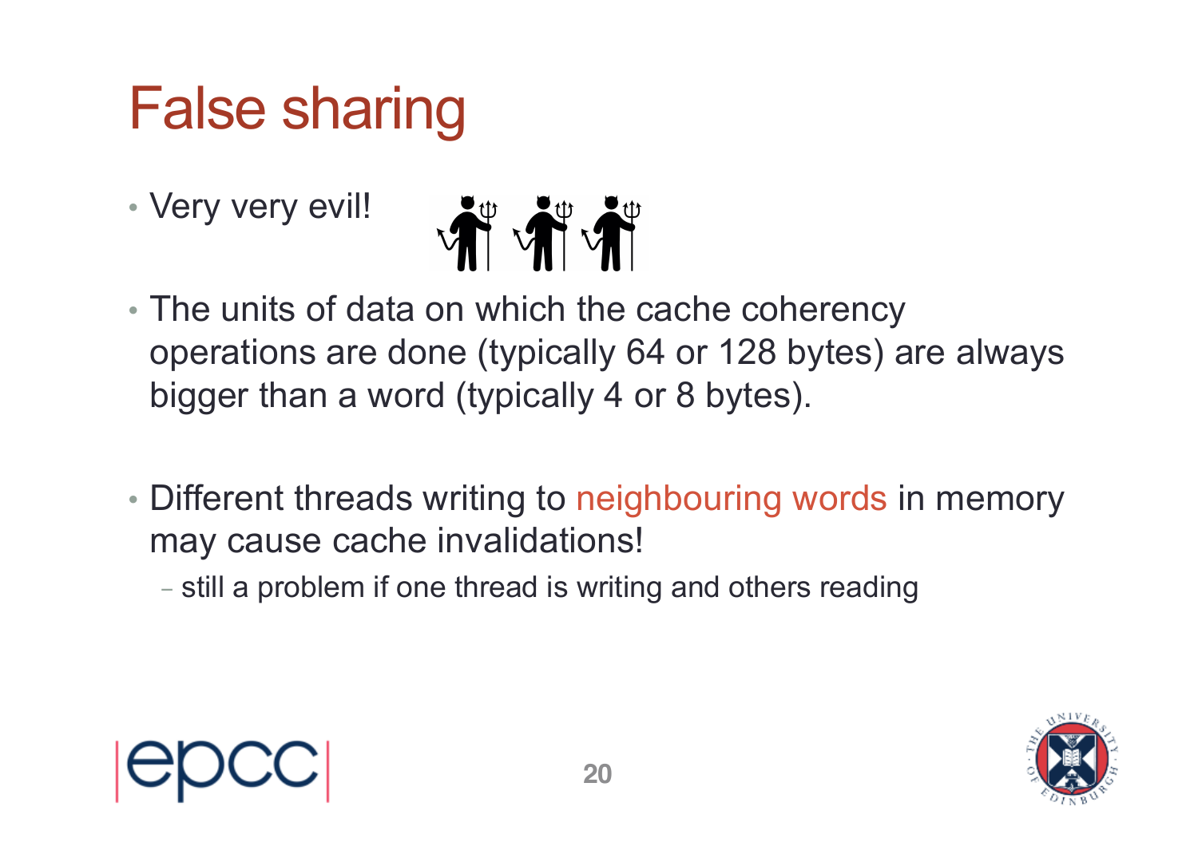# False sharing

- Very very evil!

- The units of data on which the cache coherency operations are done (typically 64 or 128 bytes) are always bigger than a word (typically 4 or 8 bytes).

- Different threads writing to neighbouring words in memory may cause cache invalidations!
  - still a problem if one thread is writing and others reading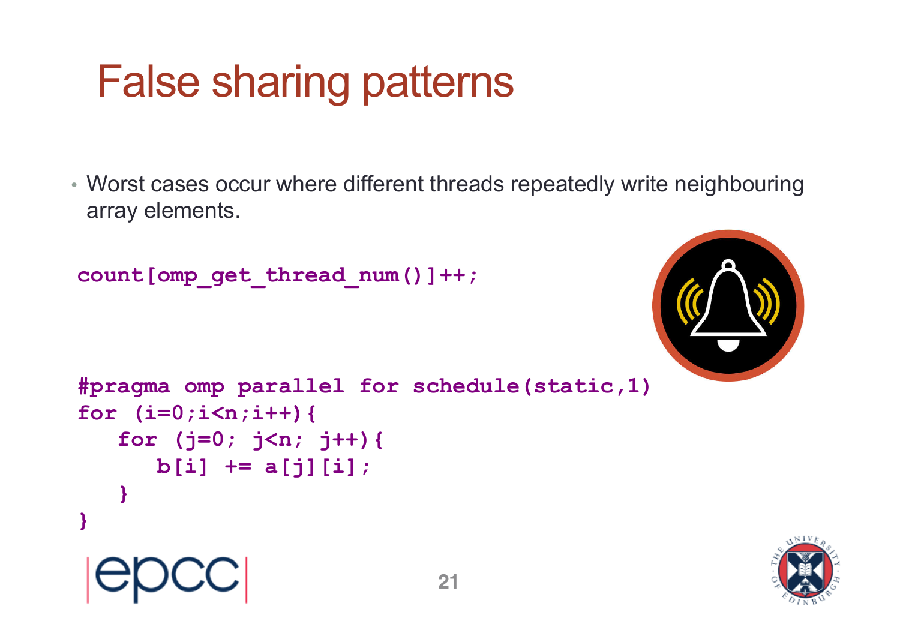# False sharing patterns

- Worst cases occur where different threads repeatedly write neighbouring array elements.

```
count[omp_get_thread_num()]++;
```

```
#pragma omp parallel for schedule(static,1)
for (i=0;i<n;i++){
   for (j=0; j<n; j++){
      b[i] += a[j][i];
   }
}
```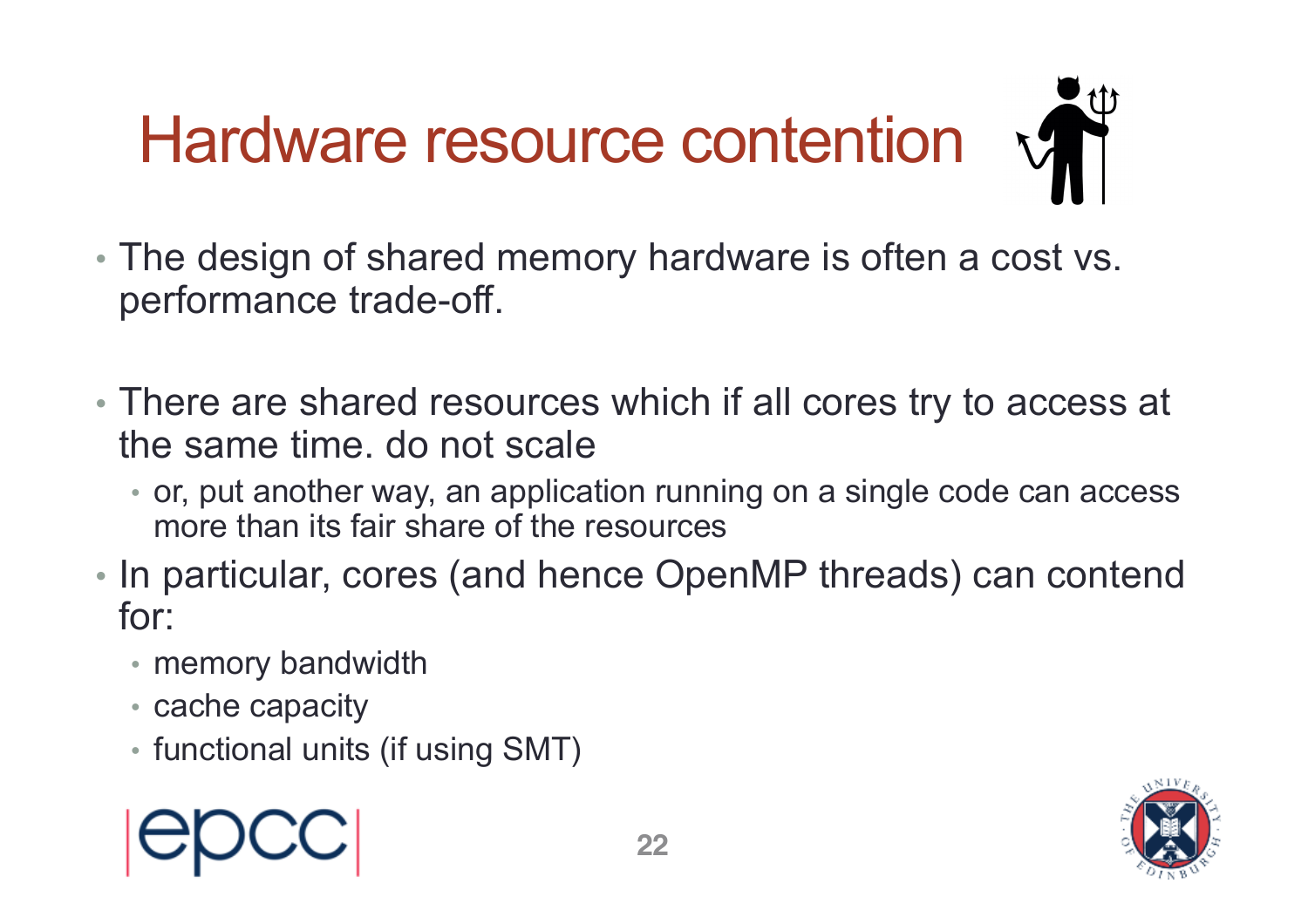# Hardware resource contention

- The design of shared memory hardware is often a cost vs. performance trade-off.
- There are shared resources which if all cores try to access at the same time. do not scale
  - or, put another way, an application running on a single code can access more than its fair share of the resources
- In particular, cores (and hence OpenMP threads) can contend for:
  - memory bandwidth
  - cache capacity
  - functional units (if using SMT)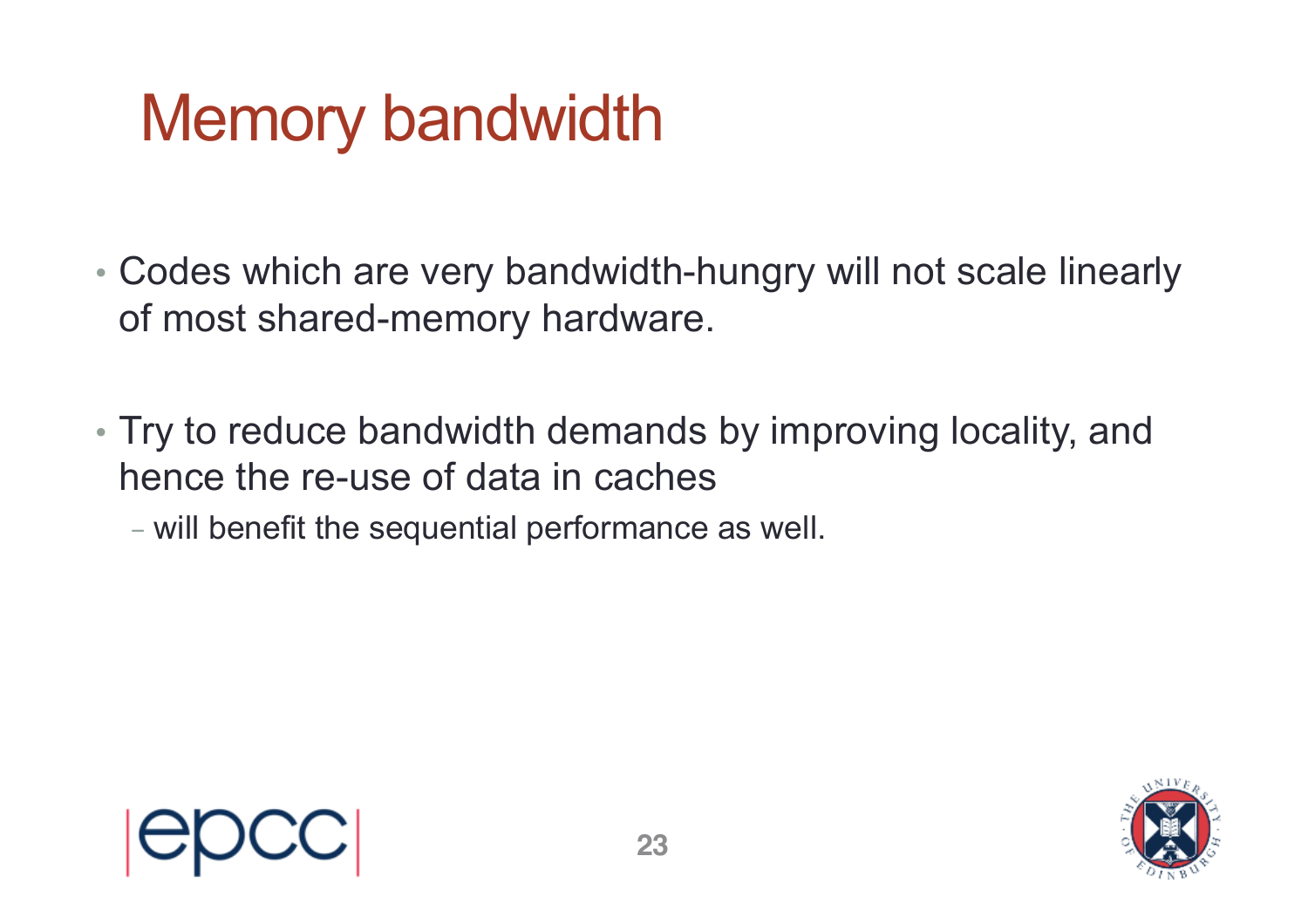# Memory bandwidth

- Codes which are very bandwidth-hungry will not scale linearly of most shared-memory hardware.

- Try to reduce bandwidth demands by improving locality, and hence the re-use of data in caches
  - will benefit the sequential performance as well.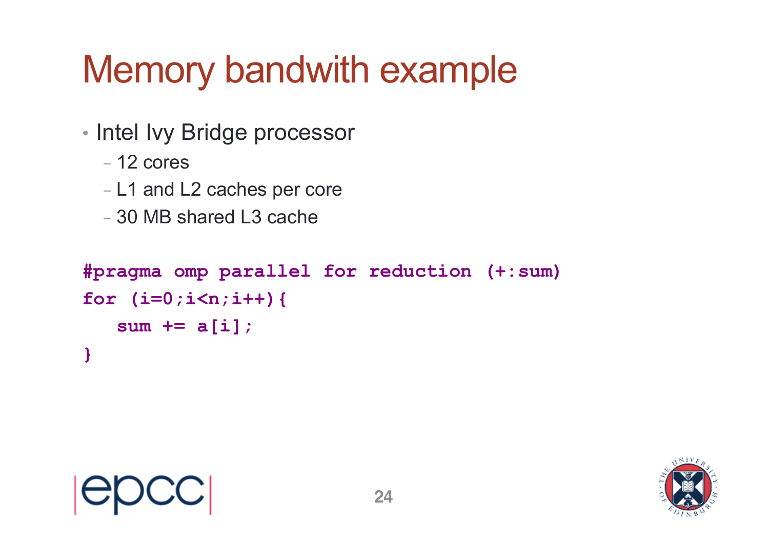# Memory bandwith example

- Intel Ivy Bridge processor
  - 12 cores
  - L1 and L2 caches per core
  - 30 MB shared L3 cache

```
#pragma omp parallel for reduction (+:sum)
for (i=0;i<n;i++){
   sum += a[i];
}
```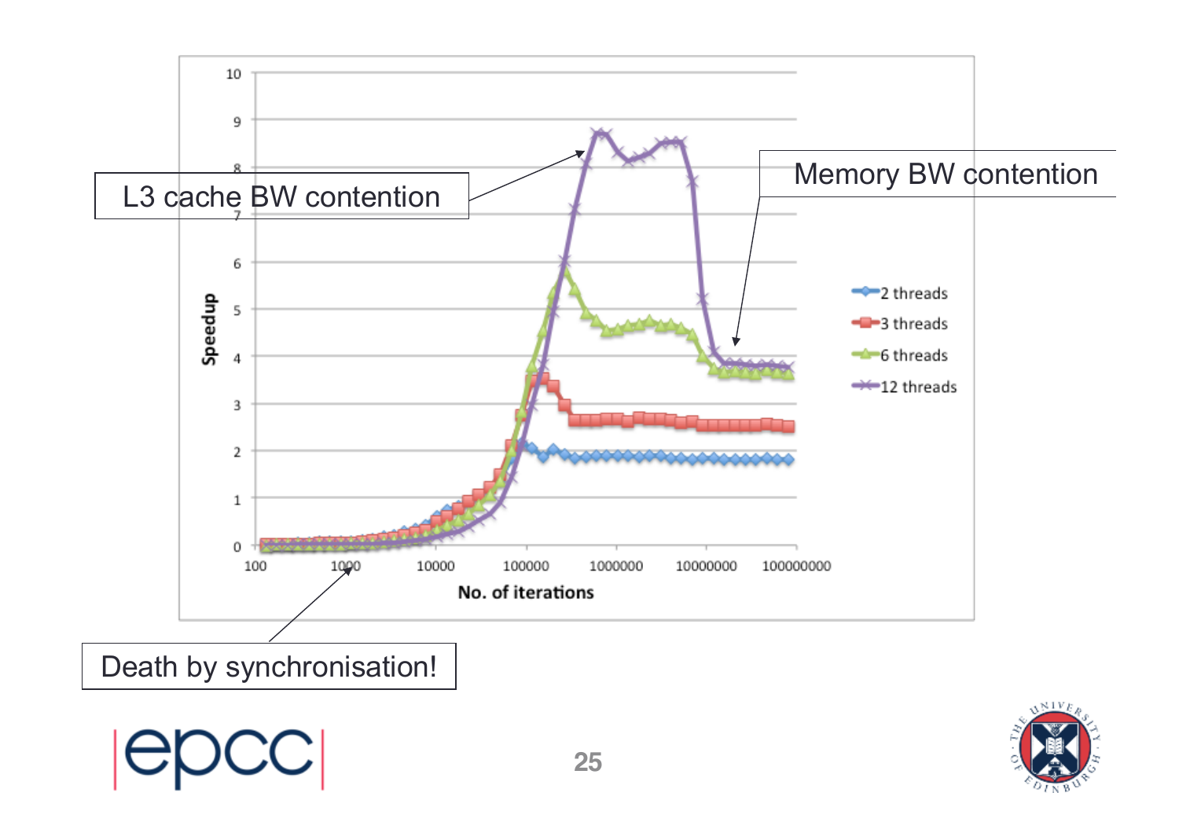L3 cache BW contention

Memory BW contention

Death by synchronisation!

Speedup

No. of iterations

2 threads
3 threads
6 threads
12 threads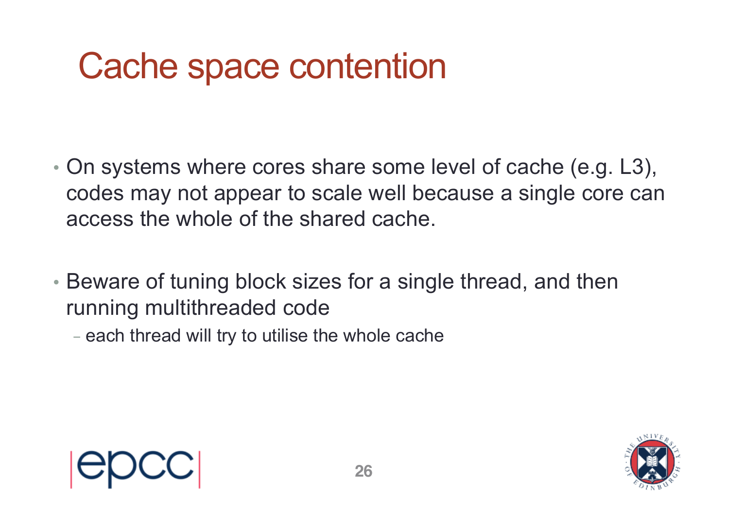# Cache space contention

- On systems where cores share some level of cache (e.g. L3), codes may not appear to scale well because a single core can access the whole of the shared cache.

- Beware of tuning block sizes for a single thread, and then running multithreaded code
  - each thread will try to utilise the whole cache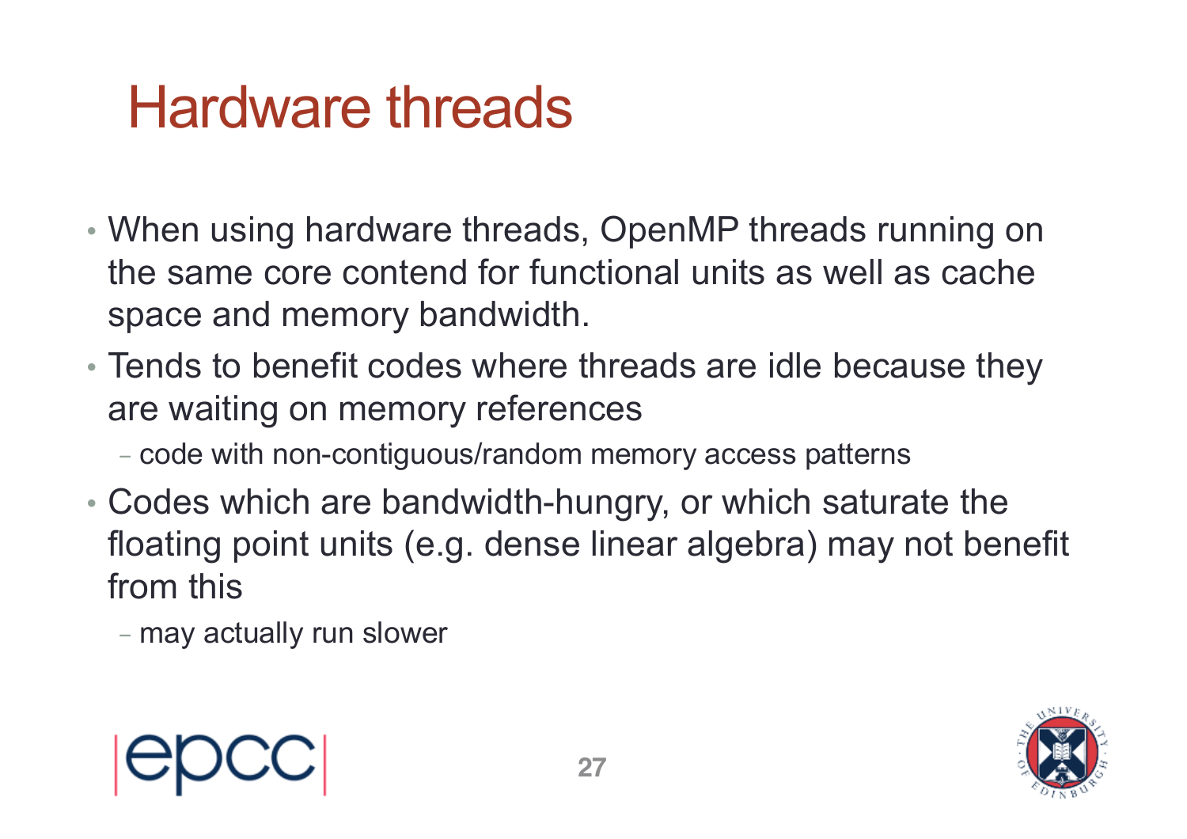# Hardware threads

- When using hardware threads, OpenMP threads running on the same core contend for functional units as well as cache space and memory bandwidth.
- Tends to benefit codes where threads are idle because they are waiting on memory references
  - code with non-contiguous/random memory access patterns
- Codes which are bandwidth-hungry, or which saturate the floating point units (e.g. dense linear algebra) may not benefit from this
  - may actually run slower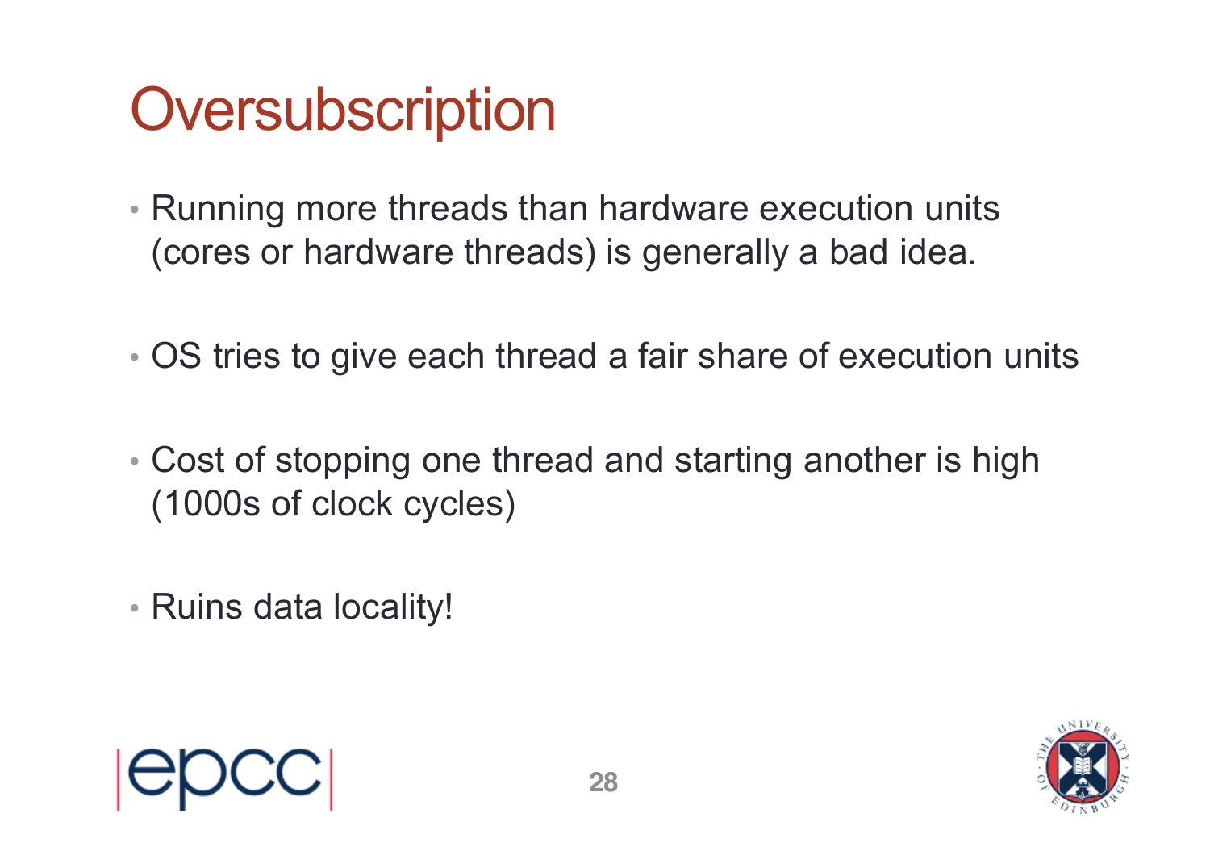# Oversubscription

- Running more threads than hardware execution units (cores or hardware threads) is generally a bad idea.
- OS tries to give each thread a fair share of execution units
- Cost of stopping one thread and starting another is high (1000s of clock cycles)
- Ruins data locality!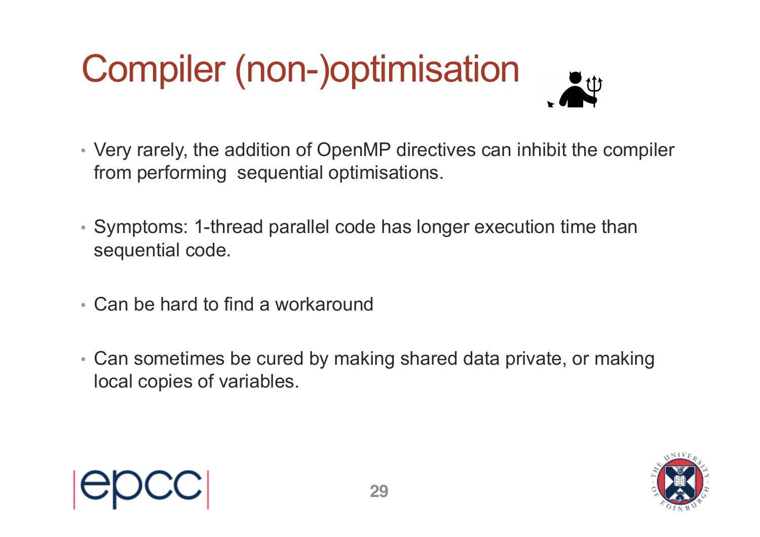# Compiler (non-)optimisation

- Very rarely, the addition of OpenMP directives can inhibit the compiler from performing sequential optimisations.

- Symptoms: 1-thread parallel code has longer execution time than sequential code.

- Can be hard to find a workaround

- Can sometimes be cured by making shared data private, or making local copies of variables.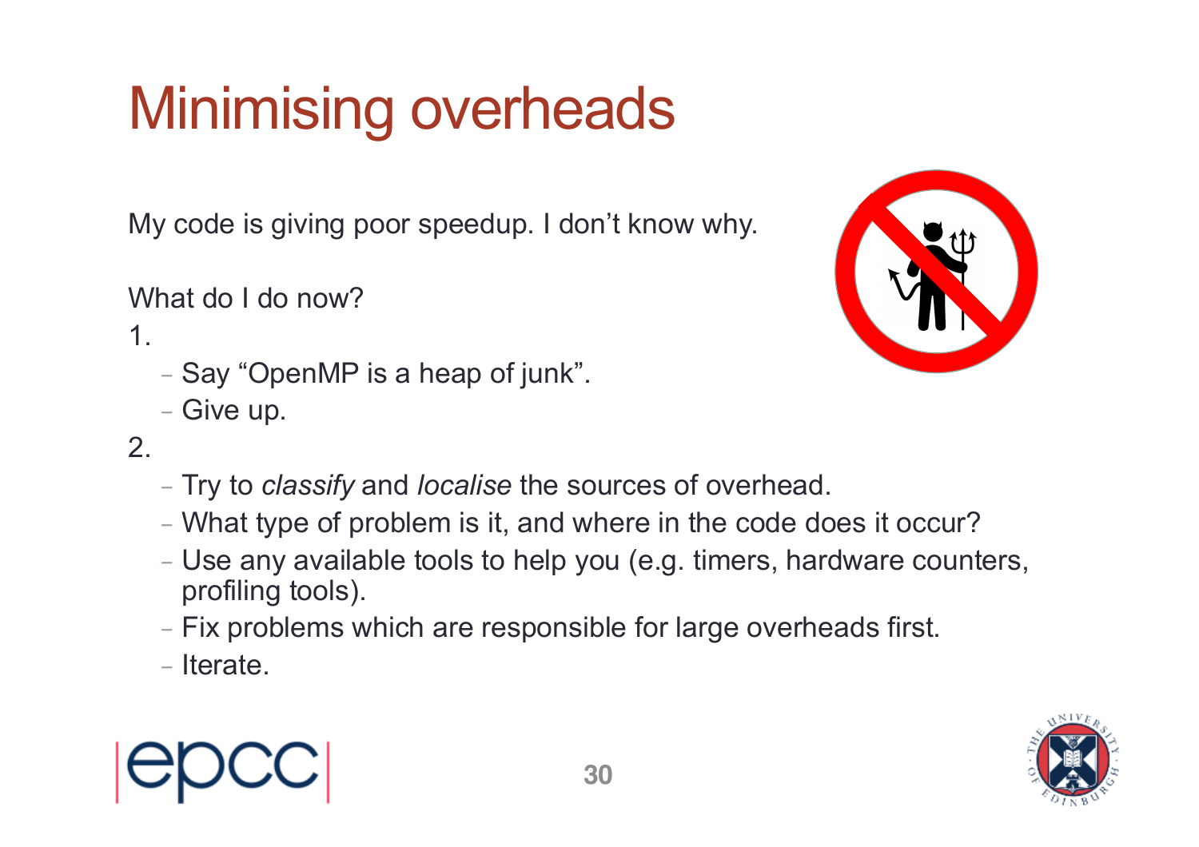# Minimising overheads

My code is giving poor speedup. I don't know why.

What do I do now?

1.
   - Say "OpenMP is a heap of junk".
   - Give up.

2.
   - Try to *classify* and *localise* the sources of overhead.
   - What type of problem is it, and where in the code does it occur?
   - Use any available tools to help you (e.g. timers, hardware counters, profiling tools).
   - Fix problems which are responsible for large overheads first.
   - Iterate.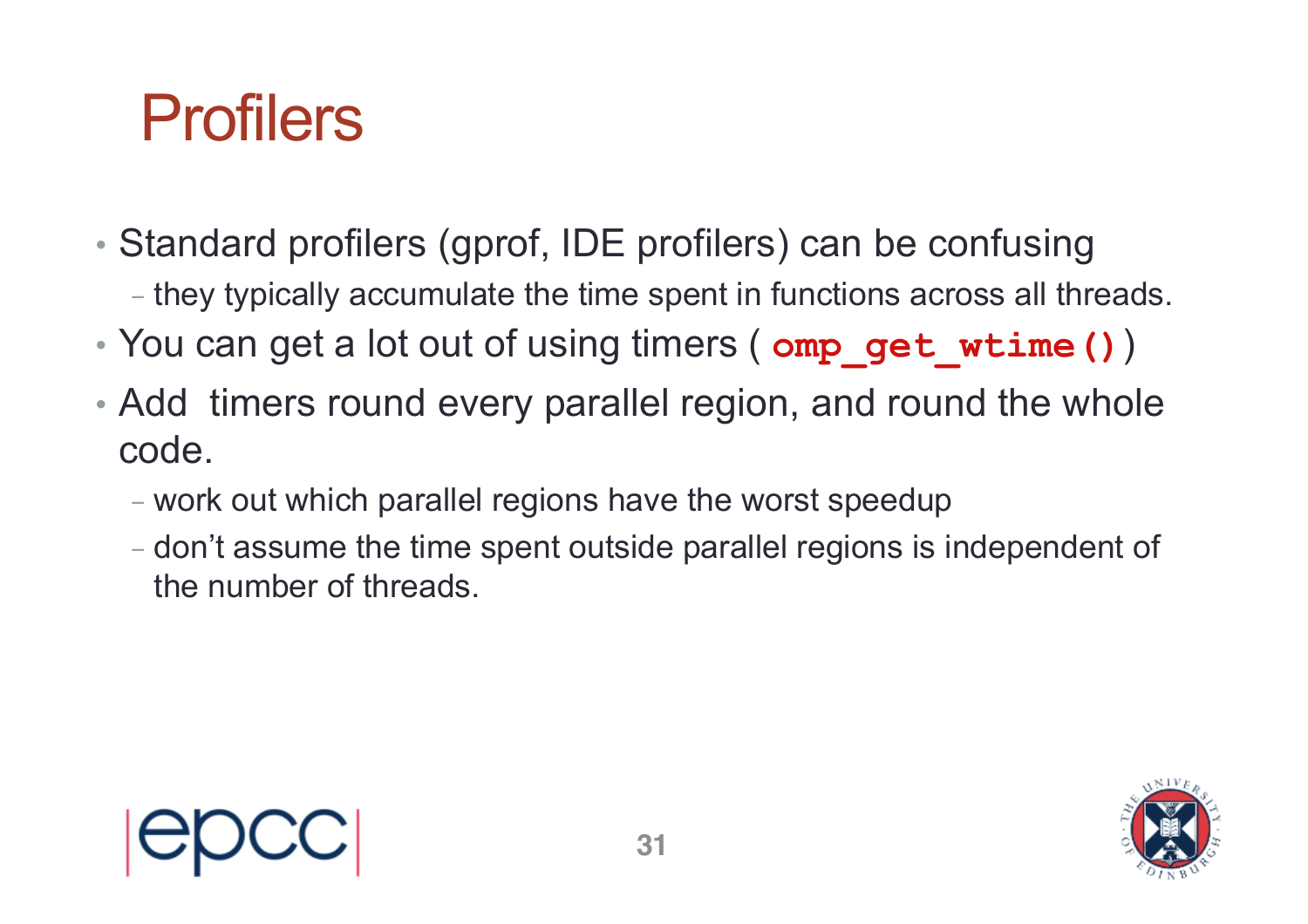# Profilers

- Standard profilers (gprof, IDE profilers) can be confusing
  - they typically accumulate the time spent in functions across all threads.
- You can get a lot out of using timers ( `omp_get_wtime()` )
- Add timers round every parallel region, and round the whole code.
  - work out which parallel regions have the worst speedup
  - don't assume the time spent outside parallel regions is independent of the number of threads.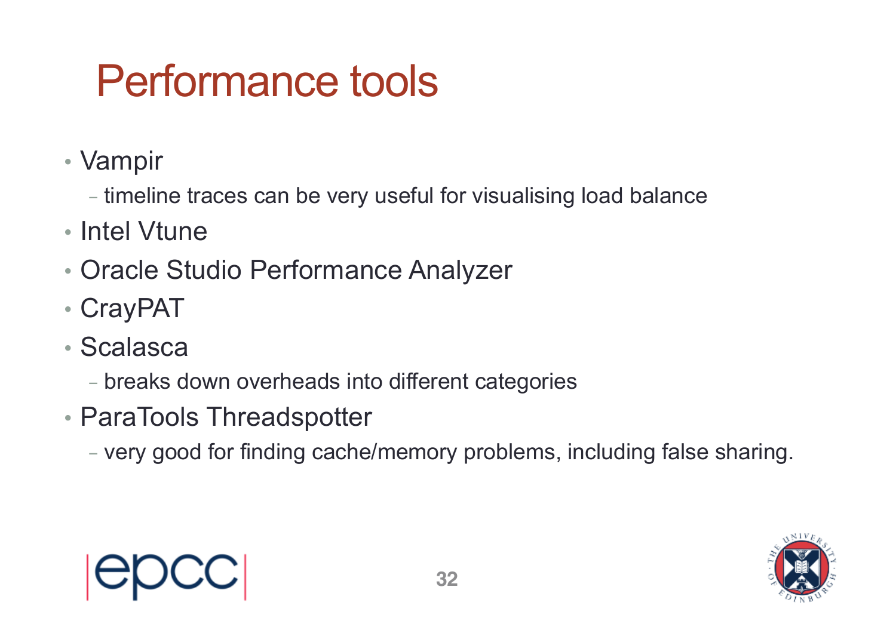# Performance tools

- Vampir
  - timeline traces can be very useful for visualising load balance
- Intel Vtune
- Oracle Studio Performance Analyzer
- CrayPAT
- Scalasca
  - breaks down overheads into different categories
- ParaTools Threadspotter
  - very good for finding cache/memory problems, including false sharing.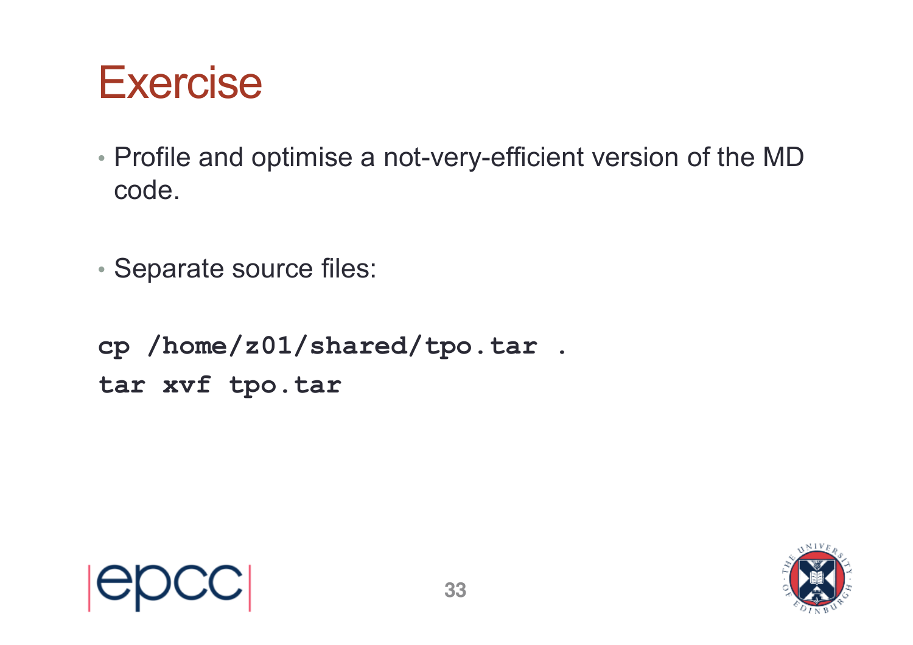# Exercise

- Profile and optimise a not-very-efficient version of the MD code.

- Separate source files:

```
cp /home/z01/shared/tpo.tar .
tar xvf tpo.tar
```